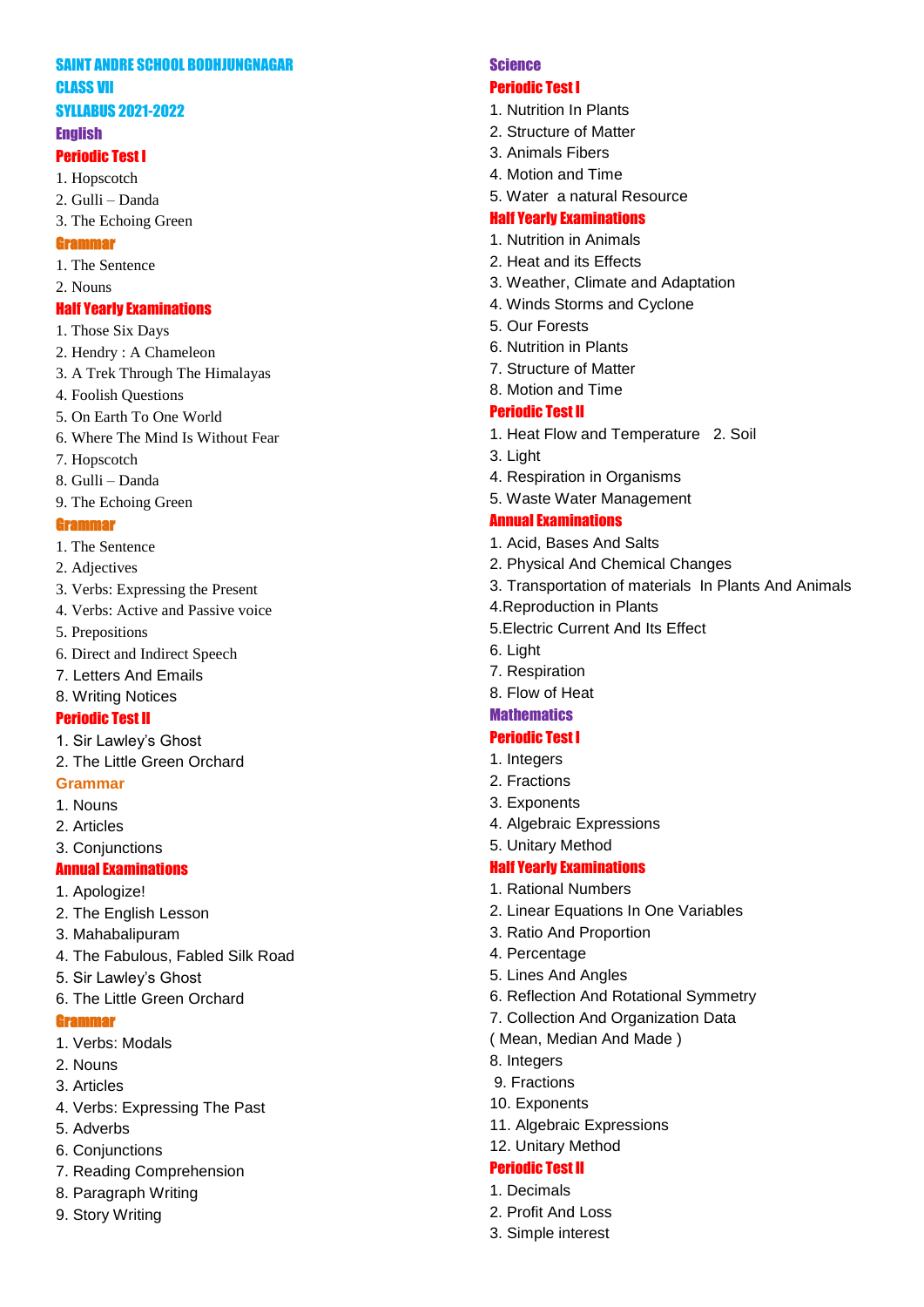# SAINT ANDRE SCHOOL BODHJUNGNAGAR

## CLASS VII

## SYLLABUS 2021-2022

## English

### Periodic Test I

1. Hopscotch
2. Gulli – Danda
3. The Echoing Green

#### Grammar

1. The Sentence
2. Nouns

### Half Yearly Examinations

1. Those Six Days
2. Hendry : A Chameleon
3. A Trek Through The Himalayas
4. Foolish Questions
5. On Earth To One World
6. Where The Mind Is Without Fear
7. Hopscotch
8. Gulli – Danda
9. The Echoing Green

#### Grammar

1. The Sentence
2. Adjectives
3. Verbs: Expressing the Present
4. Verbs: Active and Passive voice
5. Prepositions
6. Direct and Indirect Speech
7. Letters And Emails
8. Writing Notices

### Periodic Test II

1. Sir Lawley's Ghost
2. The Little Green Orchard

#### Grammar

1. Nouns
2. Articles
3. Conjunctions

### Annual Examinations

1. Apologize!
2. The English Lesson
3. Mahabalipuram
4. The Fabulous, Fabled Silk Road
5. Sir Lawley's Ghost
6. The Little Green Orchard

#### Grammar

1. Verbs: Modals
2. Nouns
3. Articles
4. Verbs: Expressing The Past
5. Adverbs
6. Conjunctions
7. Reading Comprehension
8. Paragraph Writing
9. Story Writing

## Science

### Periodic Test I

1. Nutrition In Plants
2. Structure of Matter
3. Animals Fibers
4. Motion and Time
5. Water a natural Resource

### Half Yearly Examinations

1. Nutrition in Animals
2. Heat and its Effects
3. Weather, Climate and Adaptation
4. Winds Storms and Cyclone
5. Our Forests
6. Nutrition in Plants
7. Structure of Matter
8. Motion and Time

### Periodic Test II

1. Heat Flow and Temperature 2. Soil
3. Light
4. Respiration in Organisms
5. Waste Water Management

### Annual Examinations

1. Acid, Bases And Salts
2. Physical And Chemical Changes
3. Transportation of materials In Plants And Animals
4. Reproduction in Plants
5. Electric Current And Its Effect
6. Light
7. Respiration
8. Flow of Heat

## Mathematics

### Periodic Test I

1. Integers
2. Fractions
3. Exponents
4. Algebraic Expressions
5. Unitary Method

### Half Yearly Examinations

1. Rational Numbers
2. Linear Equations In One Variables
3. Ratio And Proportion
4. Percentage
5. Lines And Angles
6. Reflection And Rotational Symmetry
7. Collection And Organization Data
( Mean, Median And Made )
8. Integers
9. Fractions
10. Exponents
11. Algebraic Expressions
12. Unitary Method

### Periodic Test II

1. Decimals
2. Profit And Loss
3. Simple interest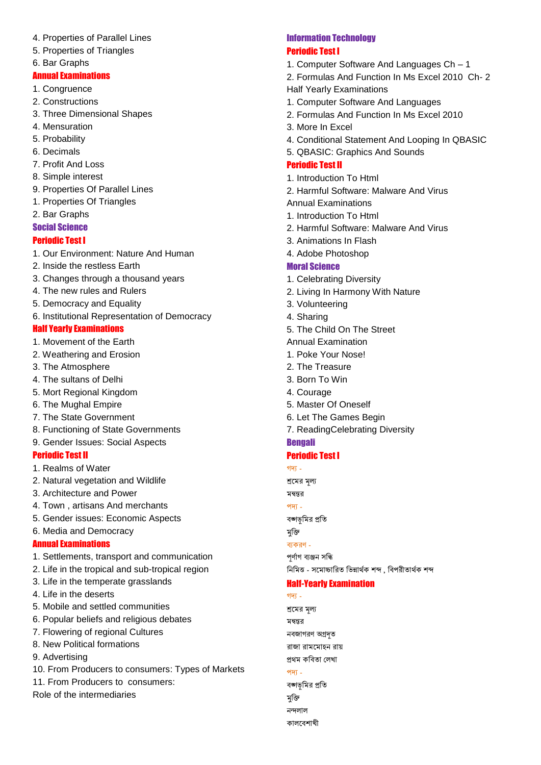4. Properties of Parallel Lines
5. Properties of Triangles
6. Bar Graphs

### Annual Examinations

1. Congruence
2. Constructions
3. Three Dimensional Shapes
4. Mensuration
5. Probability
6. Decimals
7. Profit And Loss
8. Simple interest
9. Properties Of Parallel Lines
1. Properties Of Triangles
2. Bar Graphs

## Social Science

### Periodic Test I

1. Our Environment: Nature And Human
2. Inside the restless Earth
3. Changes through a thousand years
4. The new rules and Rulers
5. Democracy and Equality
6. Institutional Representation of Democracy

### Half Yearly Examinations

1. Movement of the Earth
2. Weathering and Erosion
3. The Atmosphere
4. The sultans of Delhi
5. Mort Regional Kingdom
6. The Mughal Empire
7. The State Government
8. Functioning of State Governments
9. Gender Issues: Social Aspects

### Periodic Test II

1. Realms of Water
2. Natural vegetation and Wildlife
3. Architecture and Power
4. Town , artisans And merchants
5. Gender issues: Economic Aspects
6. Media and Democracy

### Annual Examinations

1. Settlements, transport and communication
2. Life in the tropical and sub-tropical region
3. Life in the temperate grasslands
4. Life in the deserts
5. Mobile and settled communities
6. Popular beliefs and religious debates
7. Flowering of regional Cultures
8. New Political formations
9. Advertising
10. From Producers to consumers: Types of Markets
11. From Producers to consumers:
Role of the intermediaries

## Information Technology

### Periodic Test I

1. Computer Software And Languages Ch – 1
2. Formulas And Function In Ms Excel 2010 Ch- 2

Half Yearly Examinations

1. Computer Software And Languages
2. Formulas And Function In Ms Excel 2010
3. More In Excel
4. Conditional Statement And Looping In QBASIC
5. QBASIC: Graphics And Sounds

### Periodic Test II

1. Introduction To Html
2. Harmful Software: Malware And Virus

Annual Examinations

1. Introduction To Html
2. Harmful Software: Malware And Virus
3. Animations In Flash
4. Adobe Photoshop

## Moral Science

1. Celebrating Diversity
2. Living In Harmony With Nature
3. Volunteering
4. Sharing
5. The Child On The Street

Annual Examination

1. Poke Your Nose!
2. The Treasure
3. Born To Win
4. Courage
5. Master Of Oneself
6. Let The Games Begin
7. ReadingCelebrating Diversity

## Bengali

### Periodic Test I

গদ্য -

শ্রমের মূল্য

মন্বন্তর

পদ্য -

বঙ্গভূমির প্রতি

মুক্তি

ব্যাকরণ -

পূর্ণাগ ব্যঞ্জন সন্ধি

নিমিত্ত - সমোচ্চারিত ভিন্নার্থক শব্দ , বিপরীতার্থক শব্দ

### Half-Yearly Examination

গদ্য -

শ্রমের মূল্য

মন্বন্তর

নবজাগরণ অগ্রদূত

রাজা রামমোহন রায়

প্রথম কবিতা লেখা

পদ্য -

বঙ্গভূমির প্রতি

মুক্তি

নন্দলাল

কালবেশাখী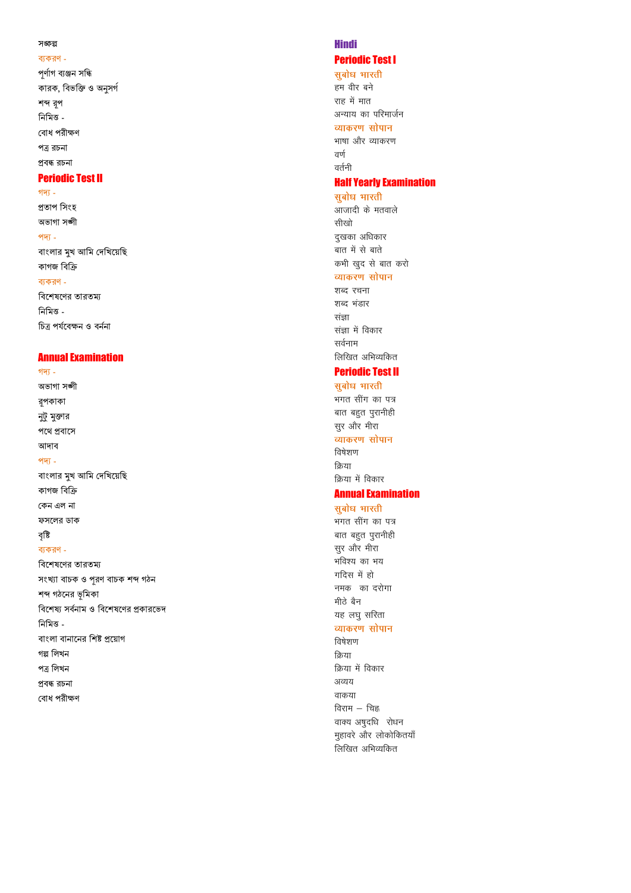সঙ্কল্প

ব্যাকরণ -

পূর্ণাগ ব্যঞ্জন সন্ধি

কারক, বিভক্তি ও অনুসর্গ

শব্দ রূপ

নির্মিত -

বোধ পরীক্ষণ

পত্র রচনা

প্রবন্ধ রচনা

## Periodic Test II

গদ্য -

প্রতাপ সিংহ

অভাগা সঙ্গী

পদ্য -

বাংলার মুখ আমি দেখিয়েছি

কাগজ বিক্রি

ব্যাকরণ -

বিশেষণের তারতম্য

নির্মিত -

চিত্র পর্যবেক্ষন ও বর্ননা

## Annual Examination

গদ্য -

অভাগা সঙ্গী

রূপকাকা

নুটু মুক্তার

পথে প্রবাসে

আদাব

পদ্য -

বাংলার মুখ আমি দেখিয়েছি

কাগজ বিক্রি

কেন এল না

ফসলের ডাক

বৃষ্টি

ব্যাকরণ -

বিশেষণের তারতম্য

সংখ্যা বাচক ও পূরণ বাচক শব্দ গঠন

শব্দ গঠনের ভূমিকা

বিশেষ্য সর্বনাম ও বিশেষণের প্রকারভেদ

নির্মিত -

বাংলা বানানের শিষ্ট প্রয়োগ

গল্প লিখন

পত্র লিখন

প্রবন্ধ রচনা

বোধ পরীক্ষণ

# Hindi

## Periodic Test I

सुबोध भारती

हम वीर बने

राह में मात

अन्याय का परिमार्जन

व्याकरण सोपान

भाषा और व्याकरण

वर्ण

वर्तनी

## Half Yearly Examination

सुबोध भारती

आजादी के मतवाले

सीखो

दुखका अधिकार

बात में से बाते

कभी खुद से बात करो

व्याकरण सोपान

शब्द रचना

शब्द भंडार

संज्ञा

संज्ञा में विकार

सर्वनाम

लिखित अभिव्यकित

## Periodic Test II

सुबोध भारती

भगत सींग का पत्र

बात बहुत पुरानीही

सुर और मीरा

व्याकरण सोपान

विषेशण

क्रिया

क्रिया में विकार

## Annual Examination

सुबोध भारती

भगत सींग का पत्र

बात बहुत पुरानीही

सुर और मीरा

भविश्य का भय

गदिस में हो

नमक का दरोगा

मीठे बैन

यह लघु सरिता

व्याकरण सोपान

विषेशण

क्रिया

क्रिया में विकार

अव्यय

वाकया

विराम – चिह्न

वाक्य अषुदधि रोधन

मुहावरे और लोकोकितयाँ

लिखित अभिव्यकित